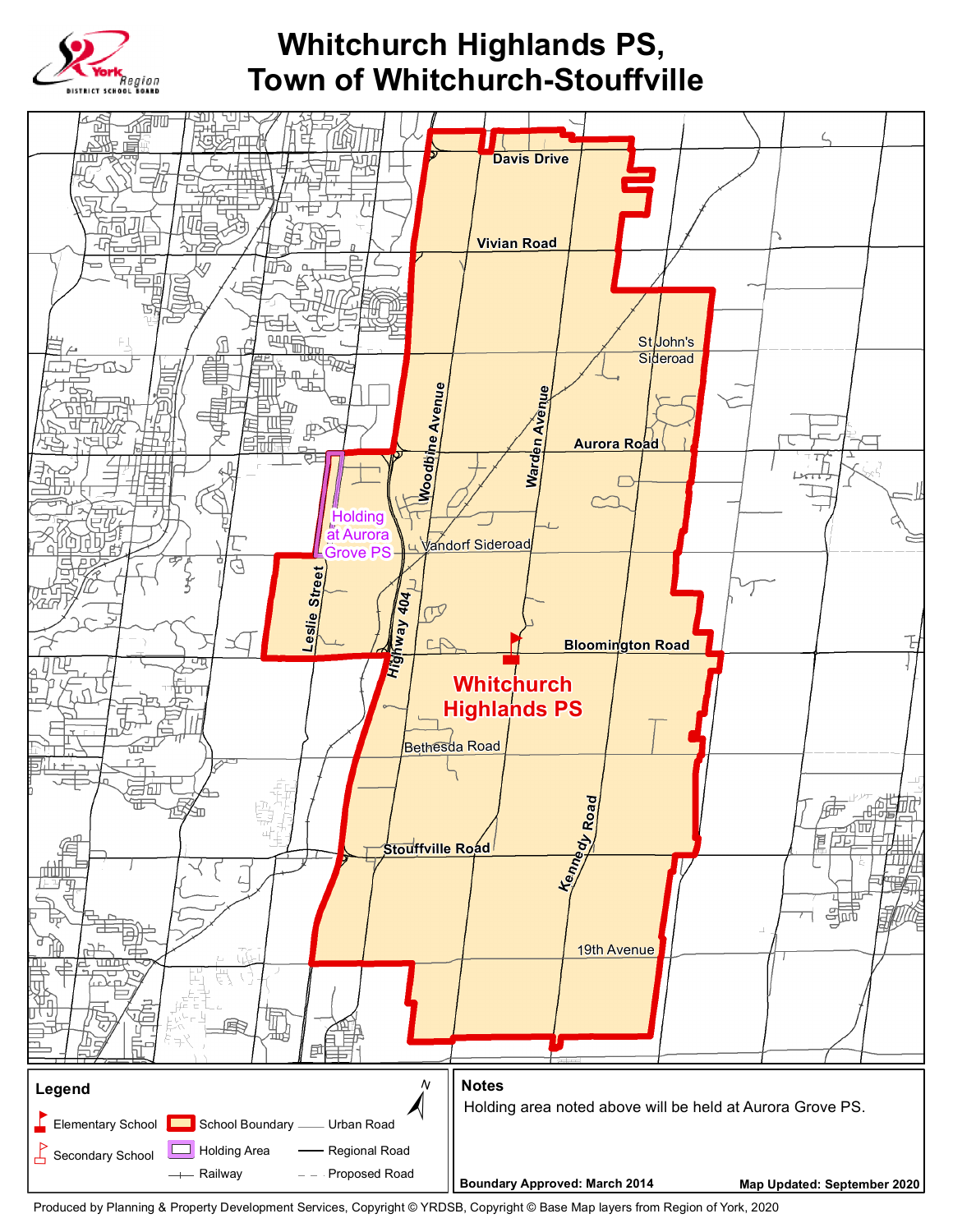# Whitchurch Highlands PS, Town of Whitchurch-Stouffville

Davis Drive

Vivian Road

St John's Sideroad

Aurora Road

Woodbine Avenue

Warden Avenue

Holding at Aurora Grove PS

Vandorf Sideroad

Leslie Street

Highway 404

Bloomington Road

Whitchurch Highlands PS

Bethesda Road

Stouffville Road

Kennedy Road

19th Avenue

**Legend**

- Elementary School
- Secondary School
- School Boundary
- Holding Area
- Railway
- Urban Road
- Regional Road
- Proposed Road

**Notes**

Holding area noted above will be held at Aurora Grove PS.

**Boundary Approved: March 2014**

**Map Updated: September 2020**

Produced by Planning & Property Development Services, Copyright © YRDSB, Copyright © Base Map layers from Region of York, 2020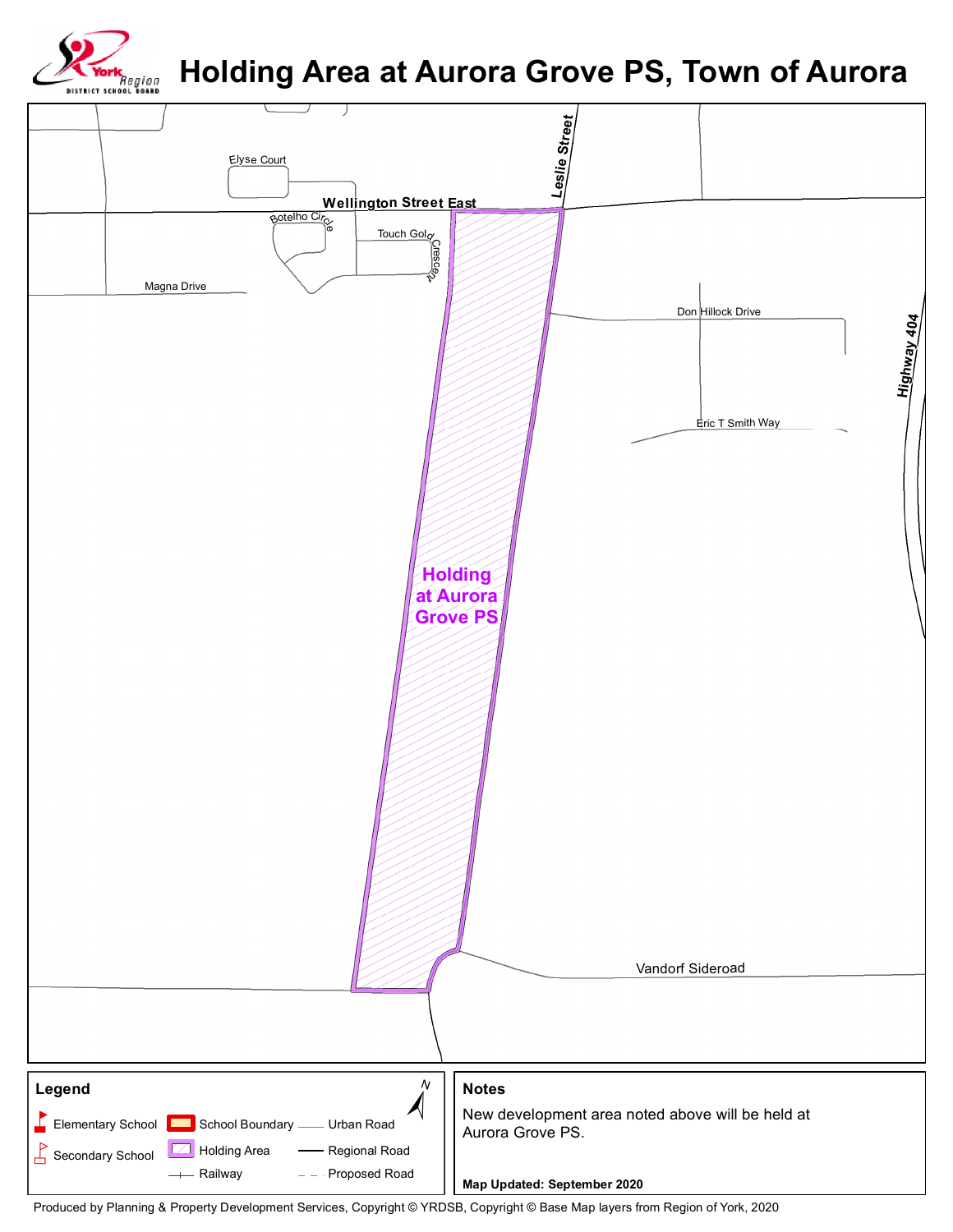# Holding Area at Aurora Grove PS, Town of Aurora

Elyse Court
Wellington Street East
Leslie Street
Botelho Circle
Touch Gold Crescent
Magna Drive
Don Hillock Drive
Highway 404
Eric T Smith Way
Holding at Aurora Grove PS
Vandorf Sideroad

## Legend

Elementary School
Secondary School
School Boundary
Holding Area
Railway
Urban Road
Regional Road
Proposed Road

## Notes

New development area noted above will be held at Aurora Grove PS.

**Map Updated: September 2020**

Produced by Planning & Property Development Services, Copyright © YRDSB, Copyright © Base Map layers from Region of York, 2020